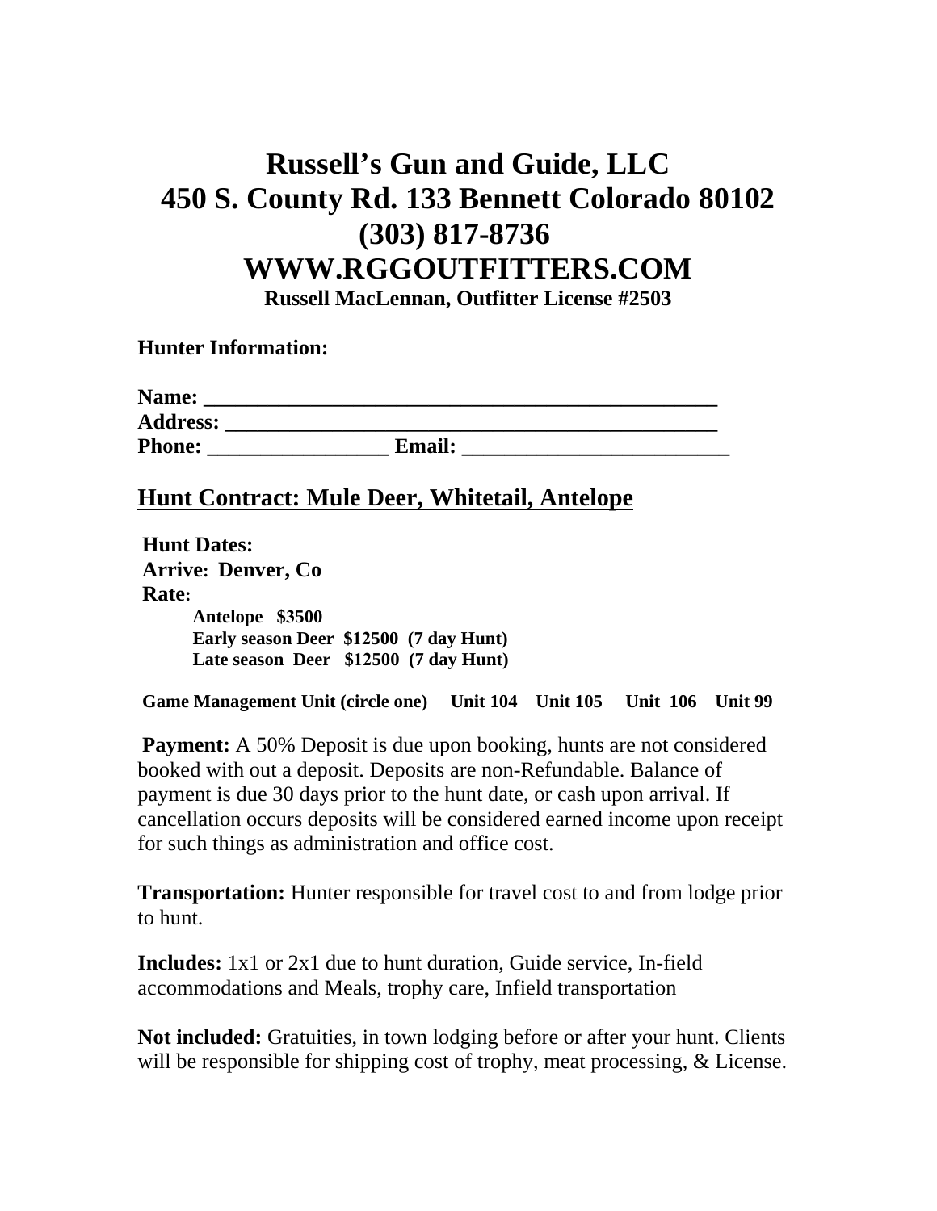# Russell's Gun and Guide, LLC
# 450 S. County Rd. 133 Bennett Colorado 80102
# (303) 817-8736
# WWW.RGGOUTFITTERS.COM

**Russell MacLennan, Outfitter License #2503**

**Hunter Information:**

**Name:** ___________________________________________________
**Address:** _________________________________________________
**Phone:** _________________ **Email:** __________________________

## Hunt Contract: Mule Deer, Whitetail, Antelope

**Hunt Dates:**
**Arrive: Denver, Co**
**Rate:**

- **Antelope $3500**
- **Early season Deer $12500 (7 day Hunt)**
- **Late season Deer $12500 (7 day Hunt)**

**Game Management Unit (circle one) Unit 104 Unit 105 Unit 106 Unit 99**

**Payment:** A 50% Deposit is due upon booking, hunts are not considered booked with out a deposit. Deposits are non-Refundable. Balance of payment is due 30 days prior to the hunt date, or cash upon arrival. If cancellation occurs deposits will be considered earned income upon receipt for such things as administration and office cost.

**Transportation:** Hunter responsible for travel cost to and from lodge prior to hunt.

**Includes:** 1x1 or 2x1 due to hunt duration, Guide service, In-field accommodations and Meals, trophy care, Infield transportation

**Not included:** Gratuities, in town lodging before or after your hunt. Clients will be responsible for shipping cost of trophy, meat processing, & License.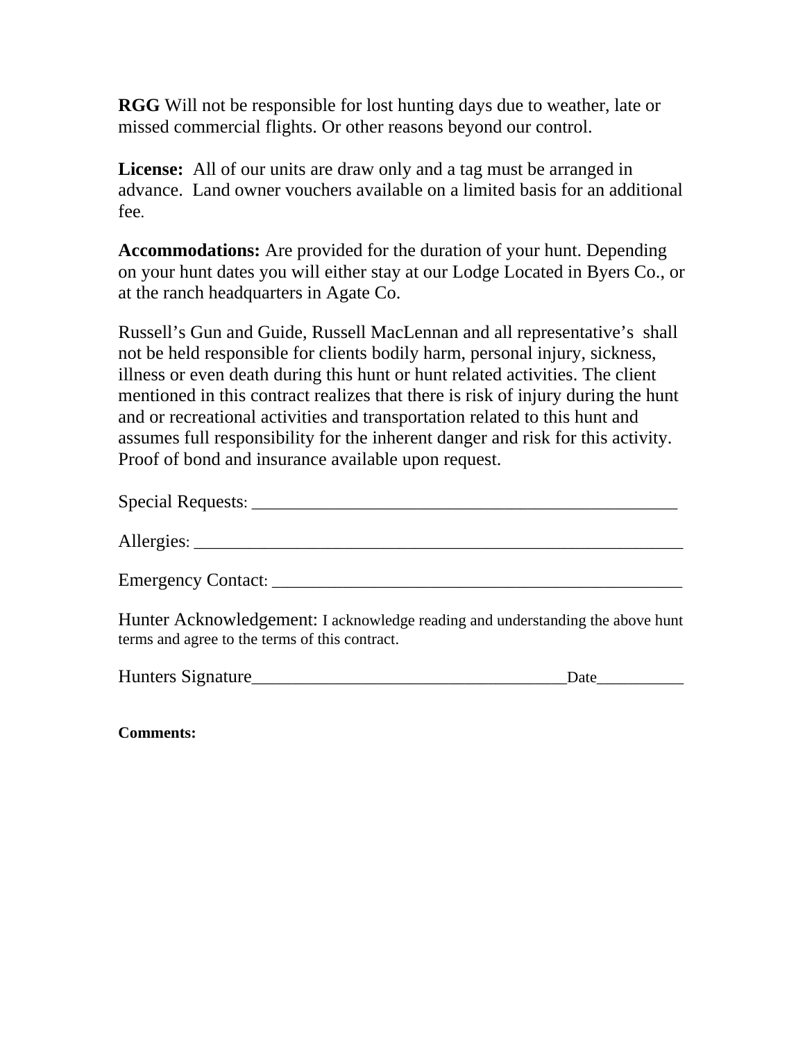**RGG** Will not be responsible for lost hunting days due to weather, late or missed commercial flights. Or other reasons beyond our control.

**License:** All of our units are draw only and a tag must be arranged in advance. Land owner vouchers available on a limited basis for an additional fee.

**Accommodations:** Are provided for the duration of your hunt. Depending on your hunt dates you will either stay at our Lodge Located in Byers Co., or at the ranch headquarters in Agate Co.

Russell's Gun and Guide, Russell MacLennan and all representative's shall not be held responsible for clients bodily harm, personal injury, sickness, illness or even death during this hunt or hunt related activities. The client mentioned in this contract realizes that there is risk of injury during the hunt and or recreational activities and transportation related to this hunt and assumes full responsibility for the inherent danger and risk for this activity. Proof of bond and insurance available upon request.

Special Requests: ________________________________________________

Allergies: _______________________________________________________

Emergency Contact: ______________________________________________

Hunter Acknowledgement: I acknowledge reading and understanding the above hunt terms and agree to the terms of this contract.

Hunters Signature___________________________________Date__________

**Comments:**